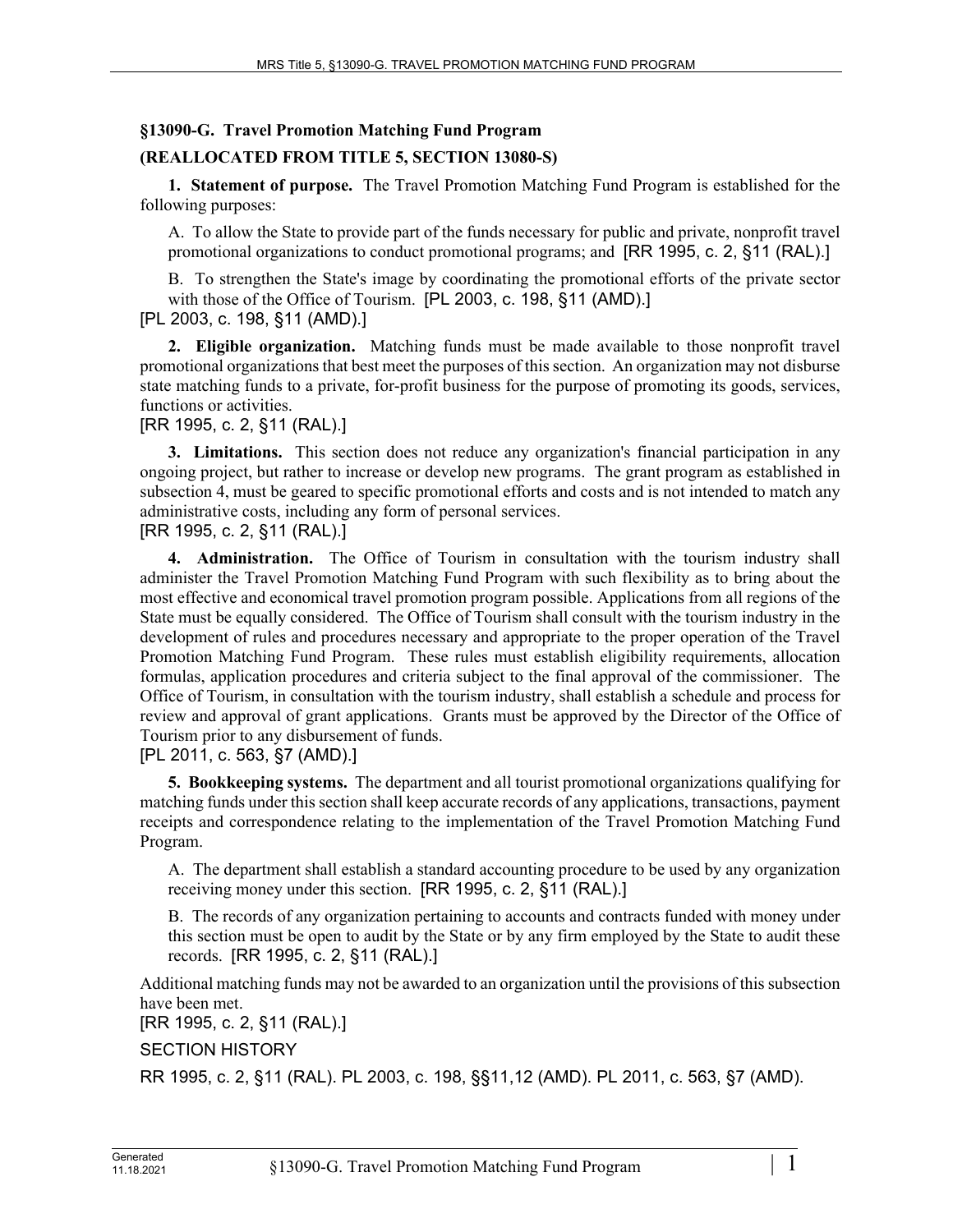## §13090-G. Travel Promotion Matching Fund Program

## (REALLOCATED FROM TITLE 5, SECTION 13080-S)

**1. Statement of purpose.** The Travel Promotion Matching Fund Program is established for the following purposes:

A. To allow the State to provide part of the funds necessary for public and private, nonprofit travel promotional organizations to conduct promotional programs; and [RR 1995, c. 2, §11 (RAL).]

B. To strengthen the State's image by coordinating the promotional efforts of the private sector with those of the Office of Tourism. [PL 2003, c. 198, §11 (AMD).]

[PL 2003, c. 198, §11 (AMD).]

**2. Eligible organization.** Matching funds must be made available to those nonprofit travel promotional organizations that best meet the purposes of this section. An organization may not disburse state matching funds to a private, for-profit business for the purpose of promoting its goods, services, functions or activities.

[RR 1995, c. 2, §11 (RAL).]

**3. Limitations.** This section does not reduce any organization's financial participation in any ongoing project, but rather to increase or develop new programs. The grant program as established in subsection 4, must be geared to specific promotional efforts and costs and is not intended to match any administrative costs, including any form of personal services.

[RR 1995, c. 2, §11 (RAL).]

**4. Administration.** The Office of Tourism in consultation with the tourism industry shall administer the Travel Promotion Matching Fund Program with such flexibility as to bring about the most effective and economical travel promotion program possible. Applications from all regions of the State must be equally considered. The Office of Tourism shall consult with the tourism industry in the development of rules and procedures necessary and appropriate to the proper operation of the Travel Promotion Matching Fund Program. These rules must establish eligibility requirements, allocation formulas, application procedures and criteria subject to the final approval of the commissioner. The Office of Tourism, in consultation with the tourism industry, shall establish a schedule and process for review and approval of grant applications. Grants must be approved by the Director of the Office of Tourism prior to any disbursement of funds.

[PL 2011, c. 563, §7 (AMD).]

**5. Bookkeeping systems.** The department and all tourist promotional organizations qualifying for matching funds under this section shall keep accurate records of any applications, transactions, payment receipts and correspondence relating to the implementation of the Travel Promotion Matching Fund Program.

A. The department shall establish a standard accounting procedure to be used by any organization receiving money under this section. [RR 1995, c. 2, §11 (RAL).]

B. The records of any organization pertaining to accounts and contracts funded with money under this section must be open to audit by the State or by any firm employed by the State to audit these records. [RR 1995, c. 2, §11 (RAL).]

Additional matching funds may not be awarded to an organization until the provisions of this subsection have been met.

[RR 1995, c. 2, §11 (RAL).]

SECTION HISTORY

RR 1995, c. 2, §11 (RAL). PL 2003, c. 198, §§11,12 (AMD). PL 2011, c. 563, §7 (AMD).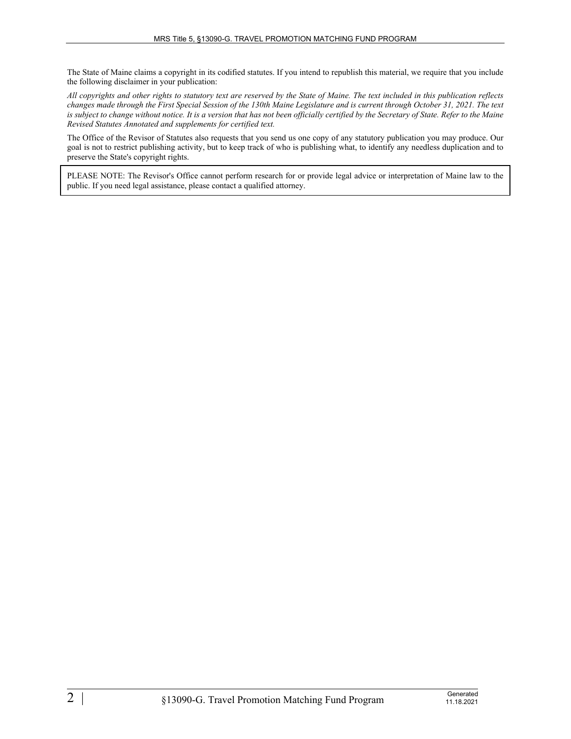The State of Maine claims a copyright in its codified statutes. If you intend to republish this material, we require that you include the following disclaimer in your publication:

*All copyrights and other rights to statutory text are reserved by the State of Maine. The text included in this publication reflects changes made through the First Special Session of the 130th Maine Legislature and is current through October 31, 2021. The text is subject to change without notice. It is a version that has not been officially certified by the Secretary of State. Refer to the Maine Revised Statutes Annotated and supplements for certified text.*

The Office of the Revisor of Statutes also requests that you send us one copy of any statutory publication you may produce. Our goal is not to restrict publishing activity, but to keep track of who is publishing what, to identify any needless duplication and to preserve the State's copyright rights.

PLEASE NOTE: The Revisor's Office cannot perform research for or provide legal advice or interpretation of Maine law to the public. If you need legal assistance, please contact a qualified attorney.